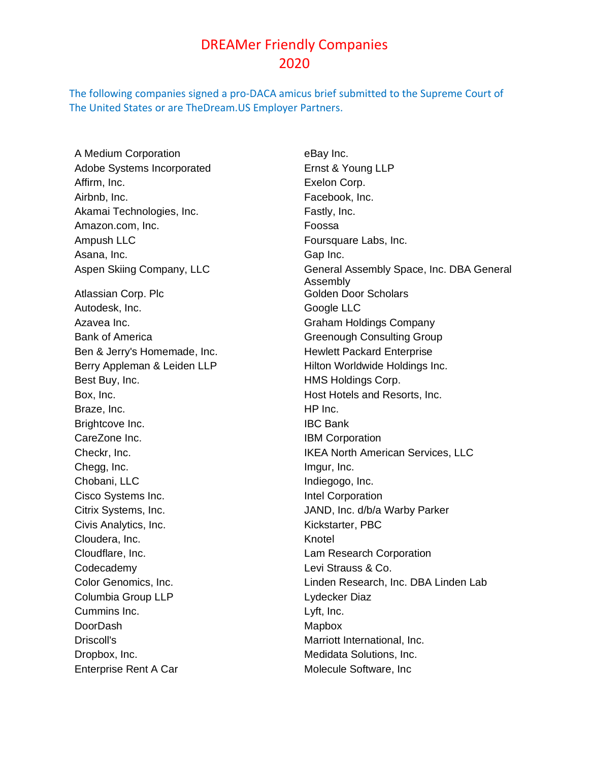# DREAMer Friendly Companies 2020

The following companies signed a pro-DACA amicus brief submitted to the Supreme Court of The United States or are TheDream.US Employer Partners.

A Medium Corporation
Adobe Systems Incorporated
Affirm, Inc.
Airbnb, Inc.
Akamai Technologies, Inc.
Amazon.com, Inc.
Ampush LLC
Asana, Inc.
Aspen Skiing Company, LLC
Atlassian Corp. Plc
Autodesk, Inc.
Azavea Inc.
Bank of America
Ben & Jerry's Homemade, Inc.
Berry Appleman & Leiden LLP
Best Buy, Inc.
Box, Inc.
Braze, Inc.
Brightcove Inc.
CareZone Inc.
Checkr, Inc.
Chegg, Inc.
Chobani, LLC
Cisco Systems Inc.
Citrix Systems, Inc.
Civis Analytics, Inc.
Cloudera, Inc.
Cloudflare, Inc.
Codecademy
Color Genomics, Inc.
Columbia Group LLP
Cummins Inc.
DoorDash
Driscoll's
Dropbox, Inc.
Enterprise Rent A Car
eBay Inc.
Ernst & Young LLP
Exelon Corp.
Facebook, Inc.
Fastly, Inc.
Foossa
Foursquare Labs, Inc.
Gap Inc.
General Assembly Space, Inc. DBA General Assembly
Golden Door Scholars
Google LLC
Graham Holdings Company
Greenough Consulting Group
Hewlett Packard Enterprise
Hilton Worldwide Holdings Inc.
HMS Holdings Corp.
Host Hotels and Resorts, Inc.
HP Inc.
IBC Bank
IBM Corporation
IKEA North American Services, LLC
Imgur, Inc.
Indiegogo, Inc.
Intel Corporation
JAND, Inc. d/b/a Warby Parker
Kickstarter, PBC
Knotel
Lam Research Corporation
Levi Strauss & Co.
Linden Research, Inc. DBA Linden Lab
Lydecker Diaz
Lyft, Inc.
Mapbox
Marriott International, Inc.
Medidata Solutions, Inc.
Molecule Software, Inc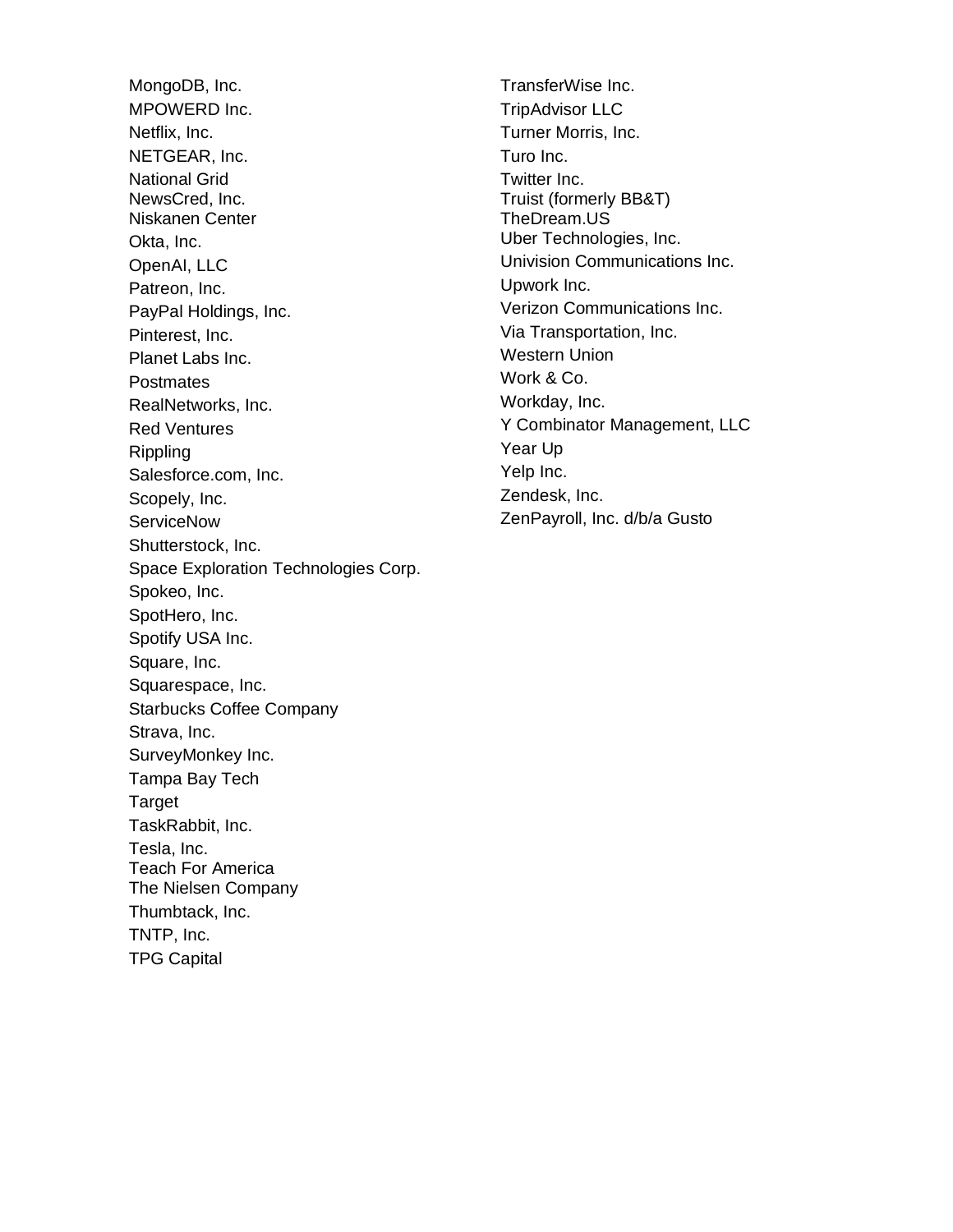MongoDB, Inc.
MPOWERD Inc.
Netflix, Inc.
NETGEAR, Inc.
National Grid
NewsCred, Inc.
Niskanen Center
Okta, Inc.
OpenAI, LLC
Patreon, Inc.
PayPal Holdings, Inc.
Pinterest, Inc.
Planet Labs Inc.
Postmates
RealNetworks, Inc.
Red Ventures
Rippling
Salesforce.com, Inc.
Scopely, Inc.
ServiceNow
Shutterstock, Inc.
Space Exploration Technologies Corp.
Spokeo, Inc.
SpotHero, Inc.
Spotify USA Inc.
Square, Inc.
Squarespace, Inc.
Starbucks Coffee Company
Strava, Inc.
SurveyMonkey Inc.
Tampa Bay Tech
Target
TaskRabbit, Inc.
Tesla, Inc.
Teach For America
The Nielsen Company
Thumbtack, Inc.
TNTP, Inc.
TPG Capital
TransferWise Inc.
TripAdvisor LLC
Turner Morris, Inc.
Turo Inc.
Twitter Inc.
Truist (formerly BB&T)
TheDream.US
Uber Technologies, Inc.
Univision Communications Inc.
Upwork Inc.
Verizon Communications Inc.
Via Transportation, Inc.
Western Union
Work & Co.
Workday, Inc.
Y Combinator Management, LLC
Year Up
Yelp Inc.
Zendesk, Inc.
ZenPayroll, Inc. d/b/a Gusto